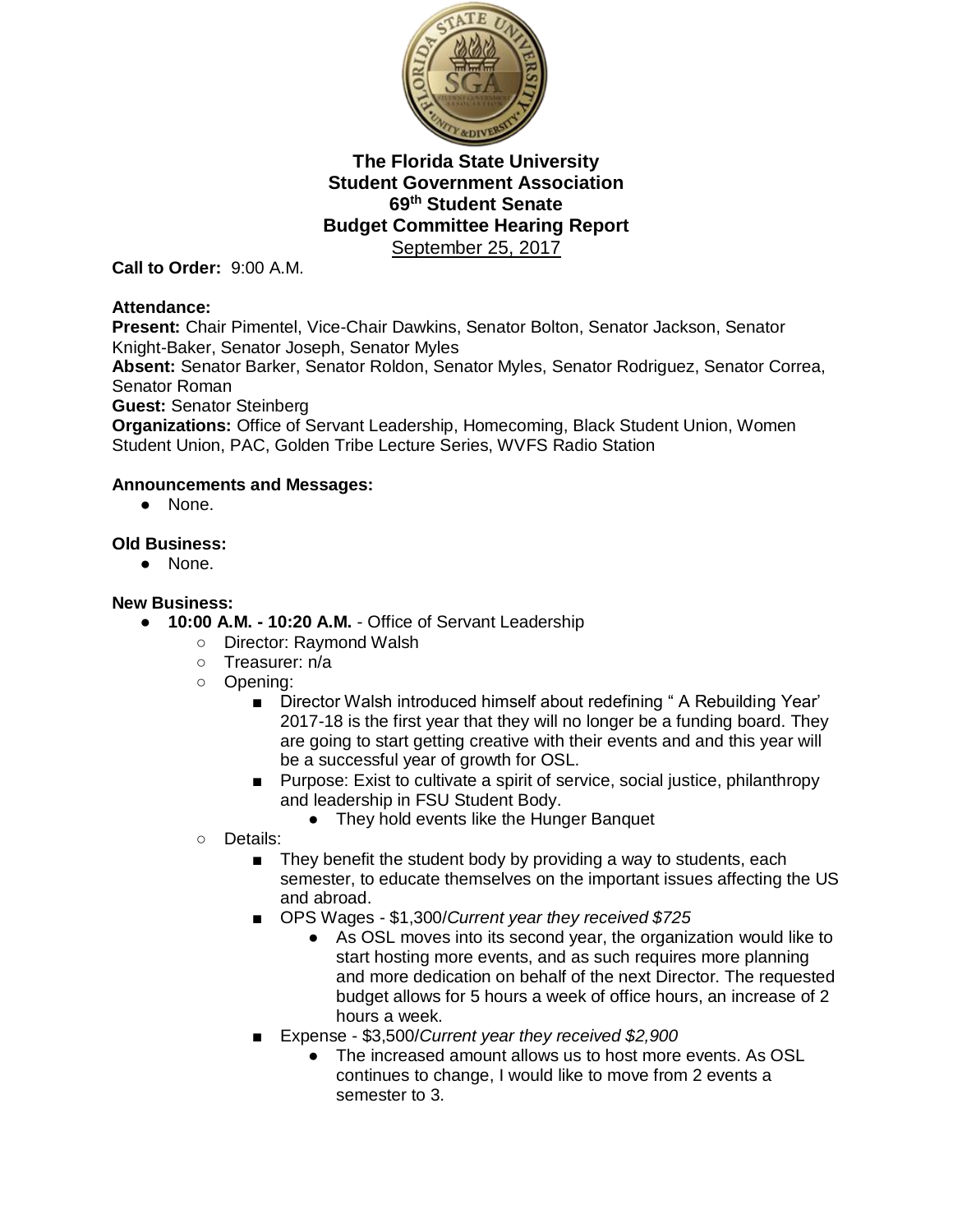# The Florida State University
# Student Government Association
# 69th Student Senate
# Budget Committee Hearing Report

September 25, 2017

**Call to Order:** 9:00 A.M.

**Attendance:**

**Present:** Chair Pimentel, Vice-Chair Dawkins, Senator Bolton, Senator Jackson, Senator Knight-Baker, Senator Joseph, Senator Myles

**Absent:** Senator Barker, Senator Roldon, Senator Myles, Senator Rodriguez, Senator Correa, Senator Roman

**Guest:** Senator Steinberg

**Organizations:** Office of Servant Leadership, Homecoming, Black Student Union, Women Student Union, PAC, Golden Tribe Lecture Series, WVFS Radio Station

**Announcements and Messages:**

- None.

**Old Business:**

- None.

**New Business:**

- **10:00 A.M. - 10:20 A.M.** - Office of Servant Leadership
  - Director: Raymond Walsh
  - Treasurer: n/a
  - Opening:
    - Director Walsh introduced himself about redefining " A Rebuilding Year' 2017-18 is the first year that they will no longer be a funding board. They are going to start getting creative with their events and and this year will be a successful year of growth for OSL.
    - Purpose: Exist to cultivate a spirit of service, social justice, philanthropy and leadership in FSU Student Body.
      - They hold events like the Hunger Banquet
  - Details:
    - They benefit the student body by providing a way to students, each semester, to educate themselves on the important issues affecting the US and abroad.
    - OPS Wages - $1,300/*Current year they received $725*
      - As OSL moves into its second year, the organization would like to start hosting more events, and as such requires more planning and more dedication on behalf of the next Director. The requested budget allows for 5 hours a week of office hours, an increase of 2 hours a week.
    - Expense - $3,500/*Current year they received $2,900*
      - The increased amount allows us to host more events. As OSL continues to change, I would like to move from 2 events a semester to 3.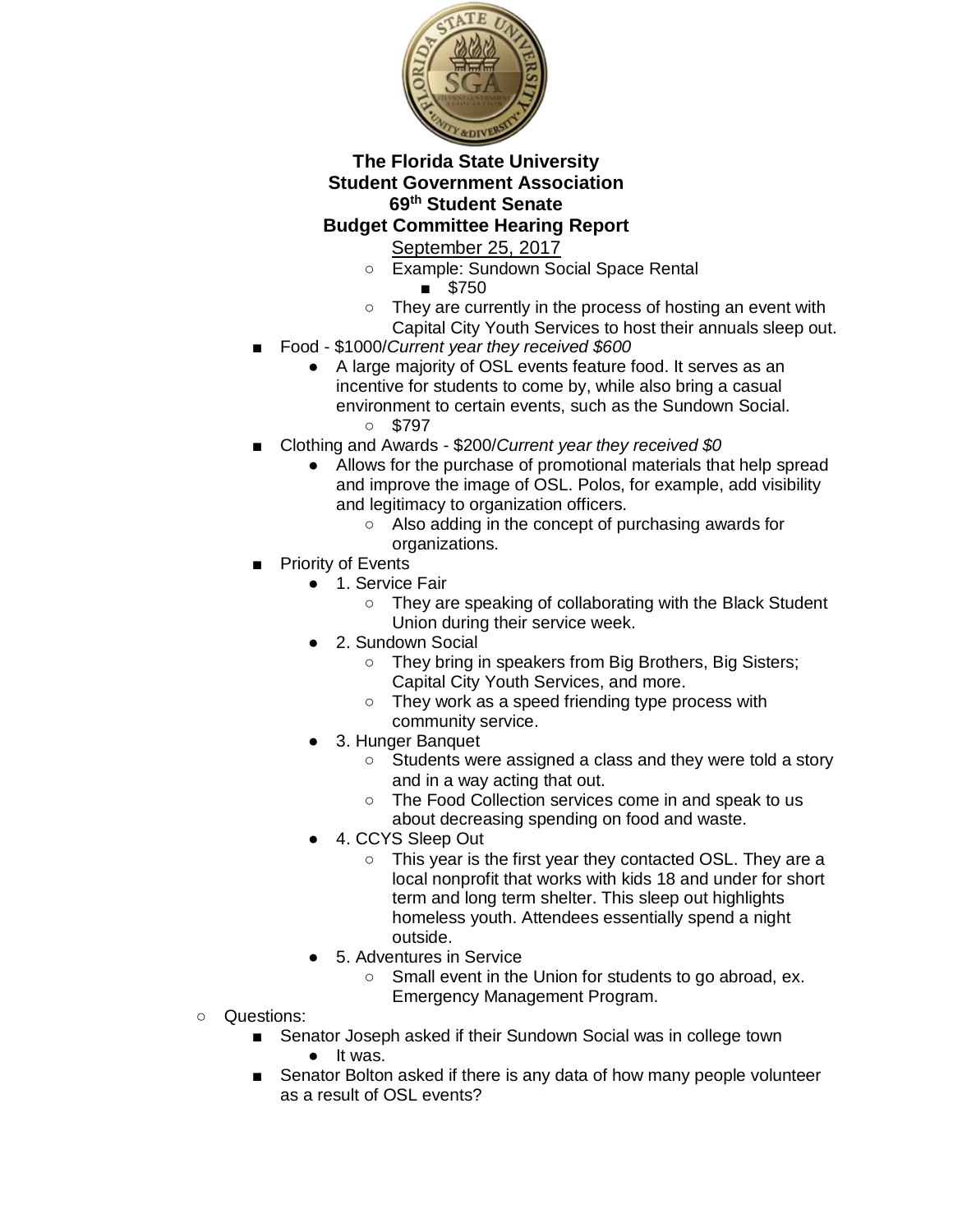**The Florida State University**
**Student Government Association**
**69th Student Senate**
**Budget Committee Hearing Report**
September 25, 2017

        - Example: Sundown Social Space Rental
            - $750
        - They are currently in the process of hosting an event with Capital City Youth Services to host their annuals sleep out.
    - Food - $1000/*Current year they received $600*
        - A large majority of OSL events feature food. It serves as an incentive for students to come by, while also bring a casual environment to certain events, such as the Sundown Social.
            - $797
    - Clothing and Awards - $200/*Current year they received $0*
        - Allows for the purchase of promotional materials that help spread and improve the image of OSL. Polos, for example, add visibility and legitimacy to organization officers.
            - Also adding in the concept of purchasing awards for organizations.
    - Priority of Events
        - 1. Service Fair
            - They are speaking of collaborating with the Black Student Union during their service week.
        - 2. Sundown Social
            - They bring in speakers from Big Brothers, Big Sisters; Capital City Youth Services, and more.
            - They work as a speed friending type process with community service.
        - 3. Hunger Banquet
            - Students were assigned a class and they were told a story and in a way acting that out.
            - The Food Collection services come in and speak to us about decreasing spending on food and waste.
        - 4. CCYS Sleep Out
            - This year is the first year they contacted OSL. They are a local nonprofit that works with kids 18 and under for short term and long term shelter. This sleep out highlights homeless youth. Attendees essentially spend a night outside.
        - 5. Adventures in Service
            - Small event in the Union for students to go abroad, ex. Emergency Management Program.
- Questions:
    - Senator Joseph asked if their Sundown Social was in college town
        - It was.
    - Senator Bolton asked if there is any data of how many people volunteer as a result of OSL events?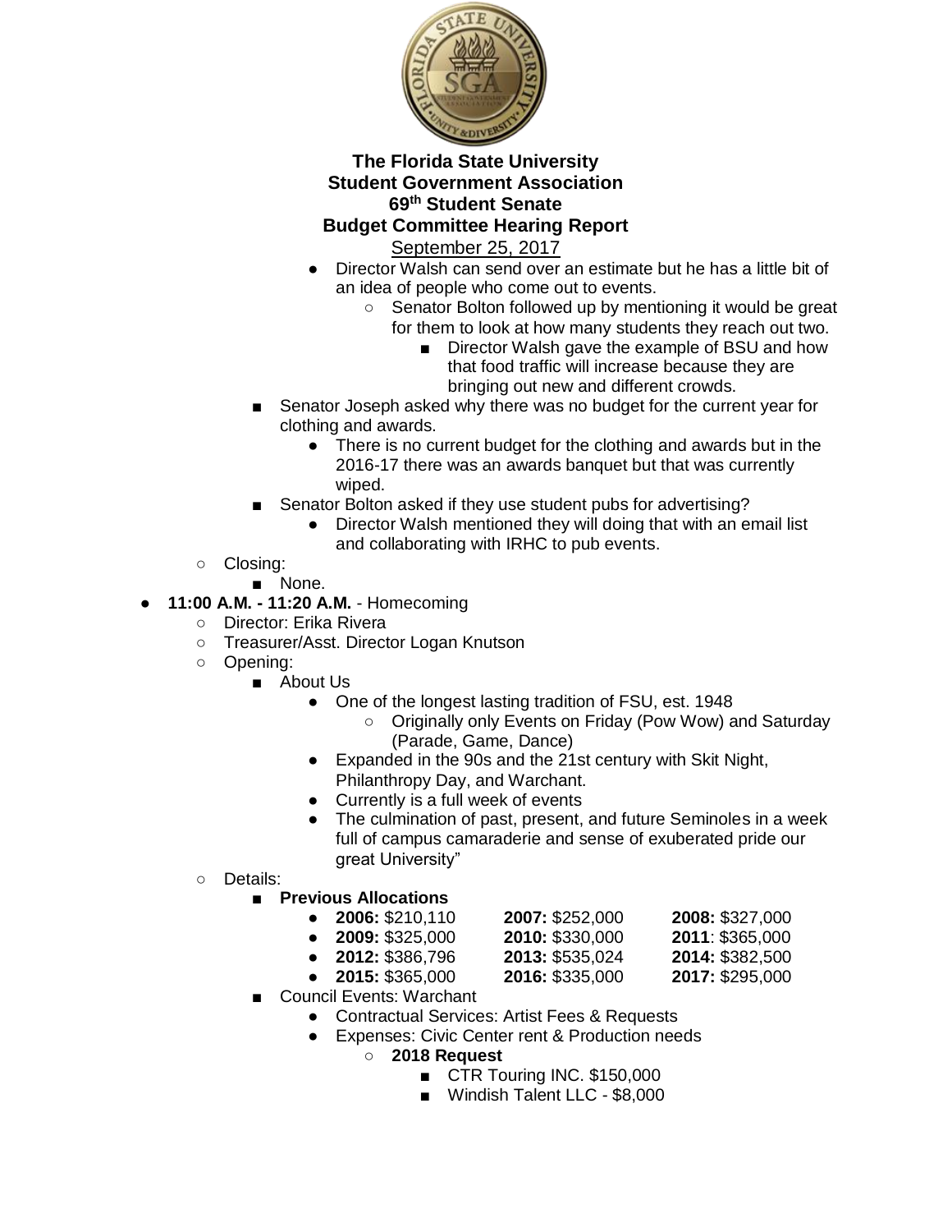# The Florida State University
# Student Government Association
## 69th Student Senate
## Budget Committee Hearing Report
September 25, 2017

- Director Walsh can send over an estimate but he has a little bit of an idea of people who come out to events.
  - Senator Bolton followed up by mentioning it would be great for them to look at how many students they reach out two.
    - Director Walsh gave the example of BSU and how that food traffic will increase because they are bringing out new and different crowds.
- Senator Joseph asked why there was no budget for the current year for clothing and awards.
  - There is no current budget for the clothing and awards but in the 2016-17 there was an awards banquet but that was currently wiped.
- Senator Bolton asked if they use student pubs for advertising?
  - Director Walsh mentioned they will doing that with an email list and collaborating with IRHC to pub events.
- Closing:
  - None.

- **11:00 A.M. - 11:20 A.M.** - Homecoming
  - Director: Erika Rivera
  - Treasurer/Asst. Director Logan Knutson
  - Opening:
    - About Us
      - One of the longest lasting tradition of FSU, est. 1948
        - Originally only Events on Friday (Pow Wow) and Saturday (Parade, Game, Dance)
      - Expanded in the 90s and the 21st century with Skit Night, Philanthropy Day, and Warchant.
      - Currently is a full week of events
      - The culmination of past, present, and future Seminoles in a week full of campus camaraderie and sense of exuberated pride our great University"
  - Details:
    - **Previous Allocations**
      - **2006:** $210,110 **2007:** $252,000 **2008:** $327,000
      - **2009:** $325,000 **2010:** $330,000 **2011**: $365,000
      - **2012:** $386,796 **2013:** $535,024 **2014:** $382,500
      - **2015:** $365,000 **2016:** $335,000 **2017:** $295,000
    - Council Events: Warchant
      - Contractual Services: Artist Fees & Requests
      - Expenses: Civic Center rent & Production needs
        - **2018 Request**
          - CTR Touring INC. $150,000
          - Windish Talent LLC - $8,000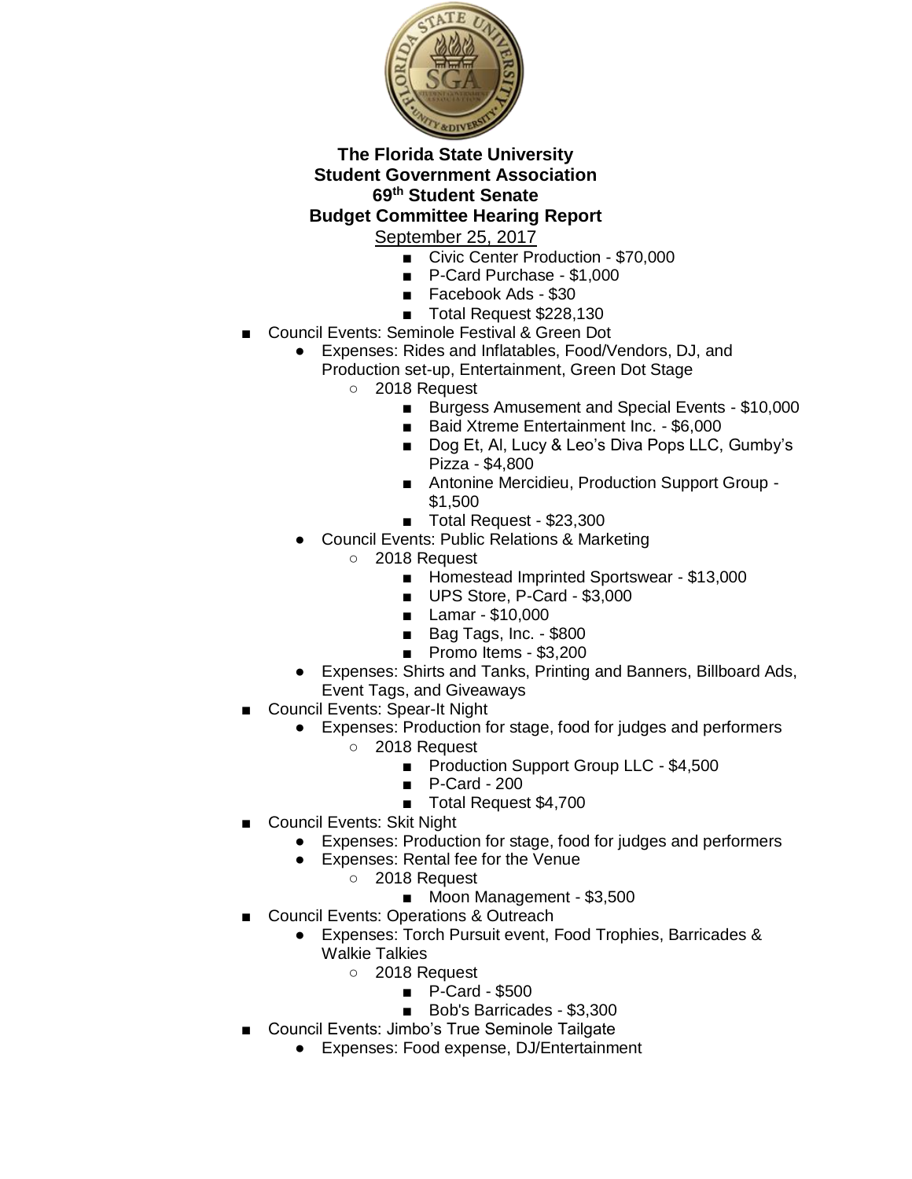**The Florida State University**
**Student Government Association**
**69th Student Senate**
**Budget Committee Hearing Report**

September 25, 2017

- Civic Center Production - $70,000
- P-Card Purchase - $1,000
- Facebook Ads - $30
- Total Request $228,130

- Council Events: Seminole Festival & Green Dot
  - Expenses: Rides and Inflatables, Food/Vendors, DJ, and Production set-up, Entertainment, Green Dot Stage
    - 2018 Request
      - Burgess Amusement and Special Events - $10,000
      - Baid Xtreme Entertainment Inc. - $6,000
      - Dog Et, Al, Lucy & Leo's Diva Pops LLC, Gumby's Pizza - $4,800
      - Antonine Mercidieu, Production Support Group - $1,500
      - Total Request - $23,300
  - Council Events: Public Relations & Marketing
    - 2018 Request
      - Homestead Imprinted Sportswear - $13,000
      - UPS Store, P-Card - $3,000
      - Lamar - $10,000
      - Bag Tags, Inc. - $800
      - Promo Items - $3,200
  - Expenses: Shirts and Tanks, Printing and Banners, Billboard Ads, Event Tags, and Giveaways
- Council Events: Spear-It Night
  - Expenses: Production for stage, food for judges and performers
    - 2018 Request
      - Production Support Group LLC - $4,500
      - P-Card - 200
      - Total Request $4,700
- Council Events: Skit Night
  - Expenses: Production for stage, food for judges and performers
  - Expenses: Rental fee for the Venue
    - 2018 Request
      - Moon Management - $3,500
- Council Events: Operations & Outreach
  - Expenses: Torch Pursuit event, Food Trophies, Barricades & Walkie Talkies
    - 2018 Request
      - P-Card - $500
      - Bob's Barricades - $3,300
- Council Events: Jimbo's True Seminole Tailgate
  - Expenses: Food expense, DJ/Entertainment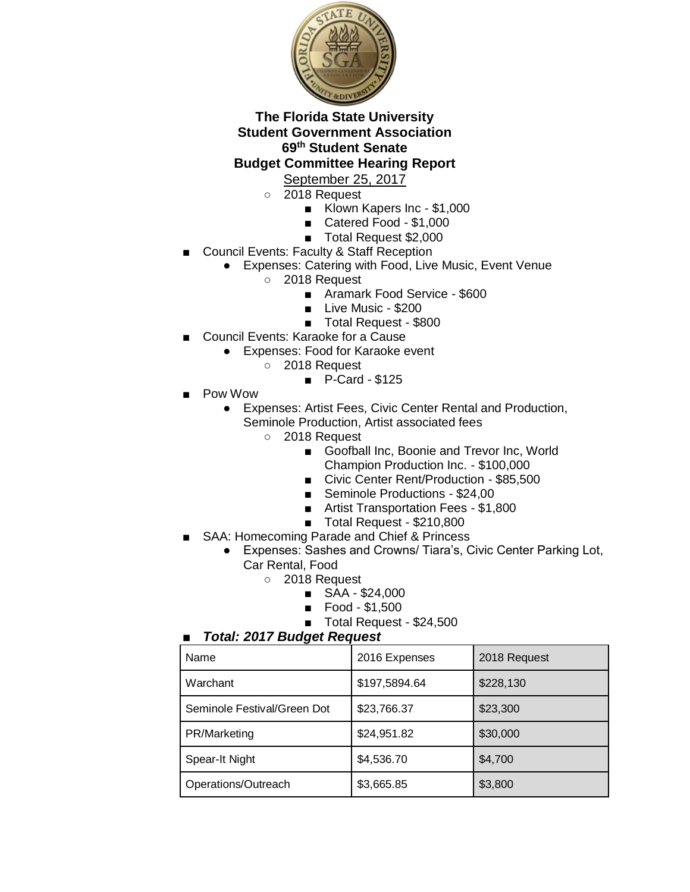**The Florida State University**
**Student Government Association**
**69th Student Senate**
**Budget Committee Hearing Report**

September 25, 2017

- 2018 Request
  - Klown Kapers Inc - $1,000
  - Catered Food - $1,000
  - Total Request $2,000
- Council Events: Faculty & Staff Reception
  - Expenses: Catering with Food, Live Music, Event Venue
    - 2018 Request
      - Aramark Food Service - $600
      - Live Music - $200
      - Total Request - $800
- Council Events: Karaoke for a Cause
  - Expenses: Food for Karaoke event
    - 2018 Request
      - P-Card - $125
- Pow Wow
  - Expenses: Artist Fees, Civic Center Rental and Production, Seminole Production, Artist associated fees
    - 2018 Request
      - Goofball Inc, Boonie and Trevor Inc, World Champion Production Inc. - $100,000
      - Civic Center Rent/Production - $85,500
      - Seminole Productions - $24,00
      - Artist Transportation Fees - $1,800
      - Total Request - $210,800
- SAA: Homecoming Parade and Chief & Princess
  - Expenses: Sashes and Crowns/ Tiara's, Civic Center Parking Lot, Car Rental, Food
    - 2018 Request
      - SAA - $24,000
      - Food - $1,500
      - Total Request - $24,500
- ***Total: 2017 Budget Request***

| Name | 2016 Expenses | 2018 Request |
|---|---|---|
| Warchant | $197,5894.64 | $228,130 |
| Seminole Festival/Green Dot | $23,766.37 | $23,300 |
| PR/Marketing | $24,951.82 | $30,000 |
| Spear-It Night | $4,536.70 | $4,700 |
| Operations/Outreach | $3,665.85 | $3,800 |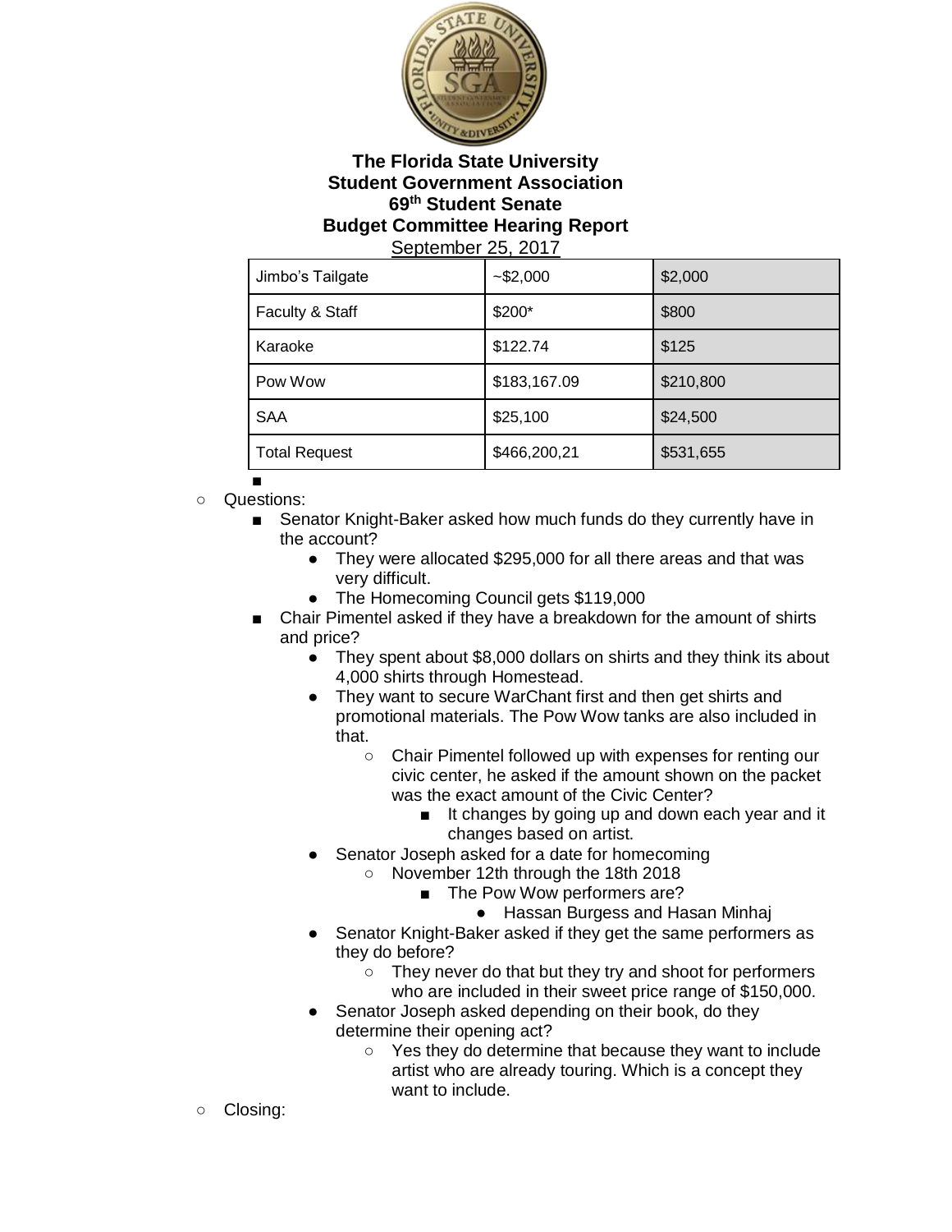**The Florida State University**
**Student Government Association**
**69th Student Senate**
**Budget Committee Hearing Report**
September 25, 2017

| Jimbo's Tailgate | ~$2,000 | $2,000 |
|---|---|---|
| Faculty & Staff | $200* | $800 |
| Karaoke | $122.74 | $125 |
| Pow Wow | $183,167.09 | $210,800 |
| SAA | $25,100 | $24,500 |
| Total Request | $466,200,21 | $531,655 |

- Questions:
  - Senator Knight-Baker asked how much funds do they currently have in the account?
    - They were allocated $295,000 for all there areas and that was very difficult.
    - The Homecoming Council gets $119,000
  - Chair Pimentel asked if they have a breakdown for the amount of shirts and price?
    - They spent about $8,000 dollars on shirts and they think its about 4,000 shirts through Homestead.
    - They want to secure WarChant first and then get shirts and promotional materials. The Pow Wow tanks are also included in that.
      - Chair Pimentel followed up with expenses for renting our civic center, he asked if the amount shown on the packet was the exact amount of the Civic Center?
        - It changes by going up and down each year and it changes based on artist.
    - Senator Joseph asked for a date for homecoming
      - November 12th through the 18th 2018
        - The Pow Wow performers are?
          - Hassan Burgess and Hasan Minhaj
    - Senator Knight-Baker asked if they get the same performers as they do before?
      - They never do that but they try and shoot for performers who are included in their sweet price range of $150,000.
    - Senator Joseph asked depending on their book, do they determine their opening act?
      - Yes they do determine that because they want to include artist who are already touring. Which is a concept they want to include.
- Closing: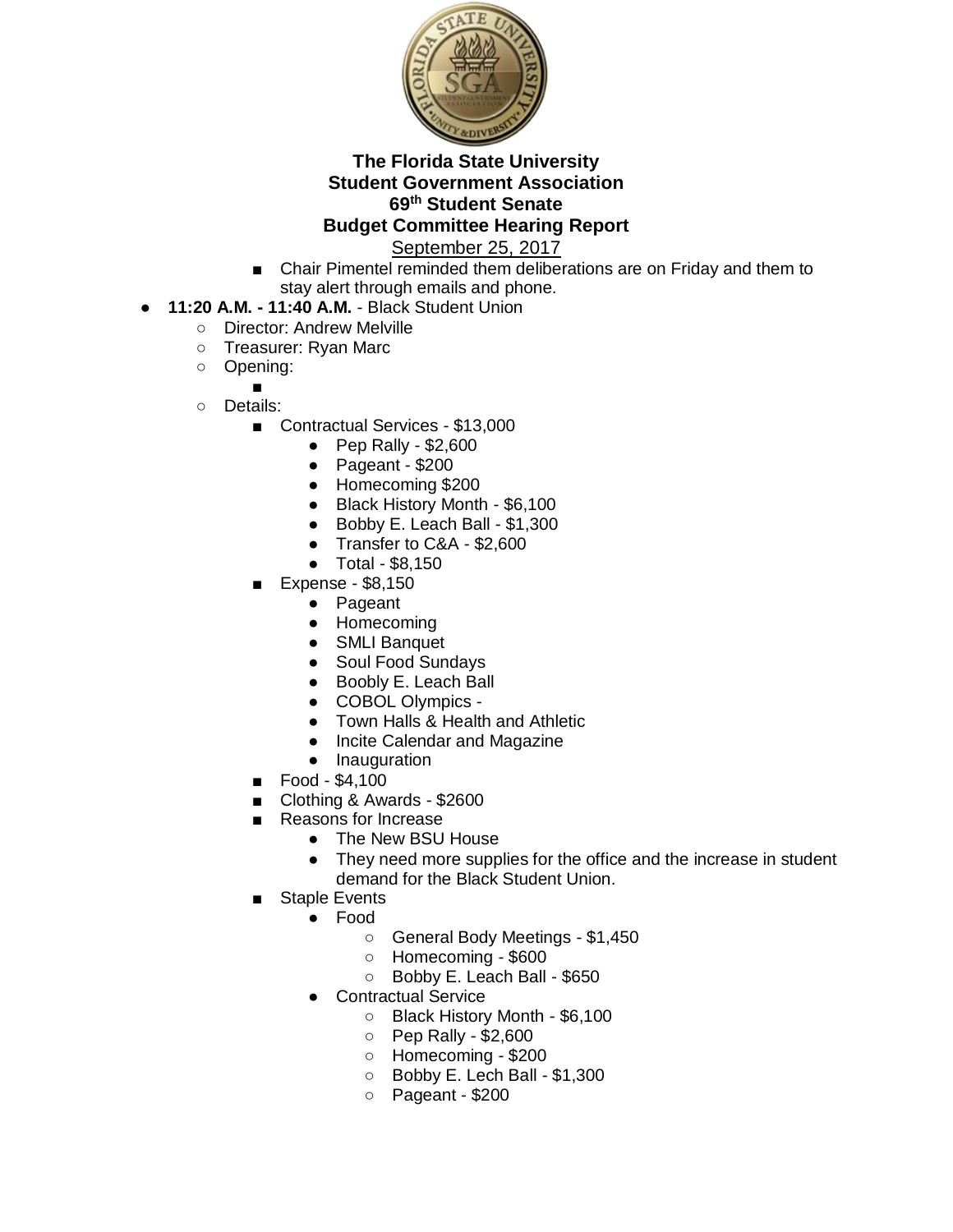**The Florida State University**
**Student Government Association**
**69th Student Senate**
**Budget Committee Hearing Report**
September 25, 2017

- Chair Pimentel reminded them deliberations are on Friday and them to stay alert through emails and phone.

- **11:20 A.M. - 11:40 A.M.** - Black Student Union
  - Director: Andrew Melville
  - Treasurer: Ryan Marc
  - Opening:
    - 
  - Details:
    - Contractual Services - $13,000
      - Pep Rally - $2,600
      - Pageant - $200
      - Homecoming $200
      - Black History Month - $6,100
      - Bobby E. Leach Ball - $1,300
      - Transfer to C&A - $2,600
      - Total - $8,150
    - Expense - $8,150
      - Pageant
      - Homecoming
      - SMLI Banquet
      - Soul Food Sundays
      - Boobly E. Leach Ball
      - COBOL Olympics -
      - Town Halls & Health and Athletic
      - Incite Calendar and Magazine
      - Inauguration
    - Food - $4,100
    - Clothing & Awards - $2600
    - Reasons for Increase
      - The New BSU House
      - They need more supplies for the office and the increase in student demand for the Black Student Union.
    - Staple Events
      - Food
        - General Body Meetings - $1,450
        - Homecoming - $600
        - Bobby E. Leach Ball - $650
      - Contractual Service
        - Black History Month - $6,100
        - Pep Rally - $2,600
        - Homecoming - $200
        - Bobby E. Lech Ball - $1,300
        - Pageant - $200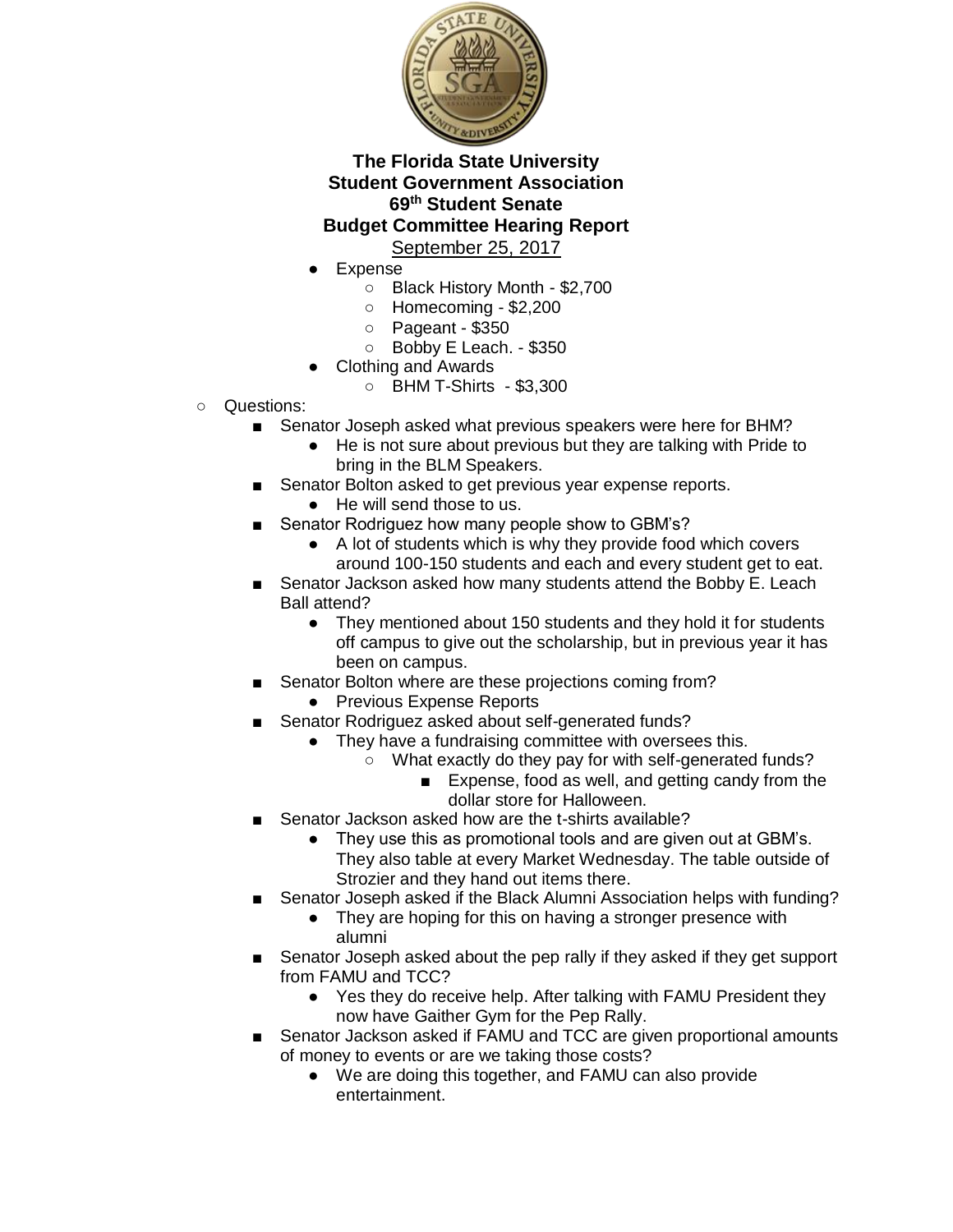**The Florida State University**
**Student Government Association**
**69th Student Senate**
**Budget Committee Hearing Report**
September 25, 2017

- Expense
  - Black History Month - $2,700
  - Homecoming - $2,200
  - Pageant - $350
  - Bobby E Leach. - $350
- Clothing and Awards
  - BHM T-Shirts - $3,300

- Questions:
  - Senator Joseph asked what previous speakers were here for BHM?
    - He is not sure about previous but they are talking with Pride to bring in the BLM Speakers.
  - Senator Bolton asked to get previous year expense reports.
    - He will send those to us.
  - Senator Rodriguez how many people show to GBM's?
    - A lot of students which is why they provide food which covers around 100-150 students and each and every student get to eat.
  - Senator Jackson asked how many students attend the Bobby E. Leach Ball attend?
    - They mentioned about 150 students and they hold it for students off campus to give out the scholarship, but in previous year it has been on campus.
  - Senator Bolton where are these projections coming from?
    - Previous Expense Reports
  - Senator Rodriguez asked about self-generated funds?
    - They have a fundraising committee with oversees this.
      - What exactly do they pay for with self-generated funds?
        - Expense, food as well, and getting candy from the dollar store for Halloween.
  - Senator Jackson asked how are the t-shirts available?
    - They use this as promotional tools and are given out at GBM's. They also table at every Market Wednesday. The table outside of Strozier and they hand out items there.
  - Senator Joseph asked if the Black Alumni Association helps with funding?
    - They are hoping for this on having a stronger presence with alumni
  - Senator Joseph asked about the pep rally if they asked if they get support from FAMU and TCC?
    - Yes they do receive help. After talking with FAMU President they now have Gaither Gym for the Pep Rally.
  - Senator Jackson asked if FAMU and TCC are given proportional amounts of money to events or are we taking those costs?
    - We are doing this together, and FAMU can also provide entertainment.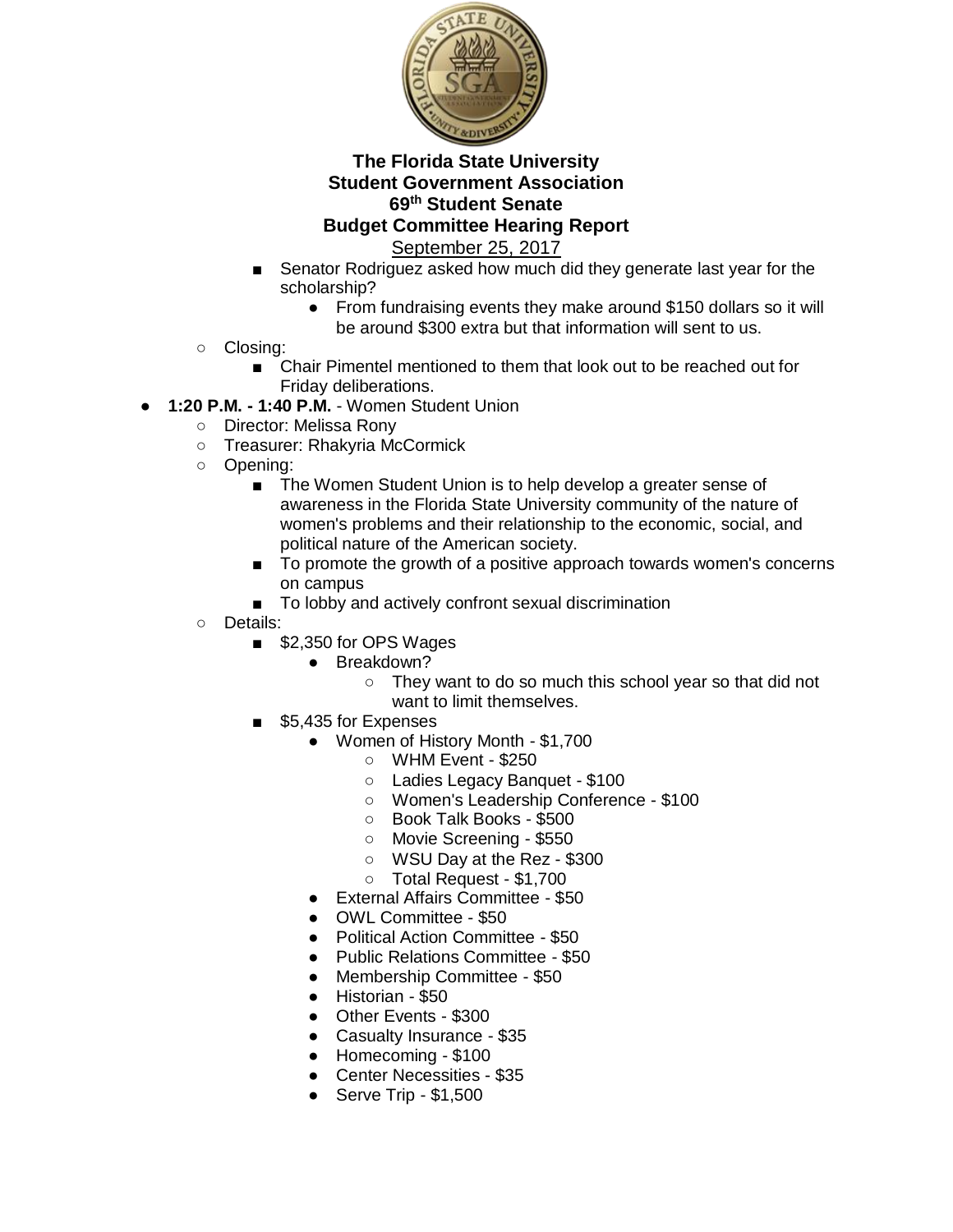- Senator Rodriguez asked how much did they generate last year for the scholarship?
  - From fundraising events they make around $150 dollars so it will be around $300 extra but that information will sent to us.
- Closing:
  - Chair Pimentel mentioned to them that look out to be reached out for Friday deliberations.

- **1:20 P.M. - 1:40 P.M.** - Women Student Union
  - Director: Melissa Rony
  - Treasurer: Rhakyria McCormick
  - Opening:
    - The Women Student Union is to help develop a greater sense of awareness in the Florida State University community of the nature of women's problems and their relationship to the economic, social, and political nature of the American society.
    - To promote the growth of a positive approach towards women's concerns on campus
    - To lobby and actively confront sexual discrimination
  - Details:
    - $2,350 for OPS Wages
      - Breakdown?
        - They want to do so much this school year so that did not want to limit themselves.
    - $5,435 for Expenses
      - Women of History Month - $1,700
        - WHM Event - $250
        - Ladies Legacy Banquet - $100
        - Women's Leadership Conference - $100
        - Book Talk Books - $500
        - Movie Screening - $550
        - WSU Day at the Rez - $300
        - Total Request - $1,700
      - External Affairs Committee - $50
      - OWL Committee - $50
      - Political Action Committee - $50
      - Public Relations Committee - $50
      - Membership Committee - $50
      - Historian - $50
      - Other Events - $300
      - Casualty Insurance - $35
      - Homecoming - $100
      - Center Necessities - $35
      - Serve Trip - $1,500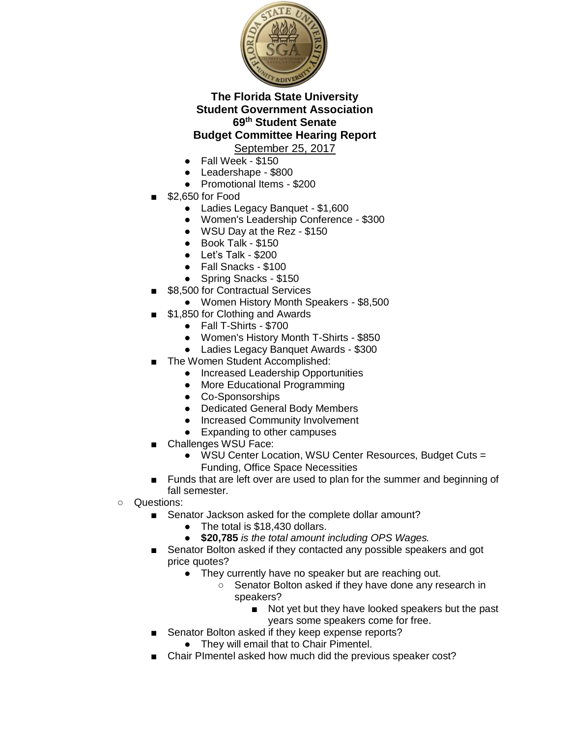**The Florida State University**
**Student Government Association**
**69th Student Senate**
**Budget Committee Hearing Report**
September 25, 2017

- Fall Week - $150
- Leadershape - $800
- Promotional Items - $200

- $2,650 for Food
  - Ladies Legacy Banquet - $1,600
  - Women's Leadership Conference - $300
  - WSU Day at the Rez - $150
  - Book Talk - $150
  - Let's Talk - $200
  - Fall Snacks - $100
  - Spring Snacks - $150
- $8,500 for Contractual Services
  - Women History Month Speakers - $8,500
- $1,850 for Clothing and Awards
  - Fall T-Shirts - $700
  - Women's History Month T-Shirts - $850
  - Ladies Legacy Banquet Awards - $300
- The Women Student Accomplished:
  - Increased Leadership Opportunities
  - More Educational Programming
  - Co-Sponsorships
  - Dedicated General Body Members
  - Increased Community Involvement
  - Expanding to other campuses
- Challenges WSU Face:
  - WSU Center Location, WSU Center Resources, Budget Cuts = Funding, Office Space Necessities
- Funds that are left over are used to plan for the summer and beginning of fall semester.

- Questions:
  - Senator Jackson asked for the complete dollar amount?
    - The total is $18,430 dollars.
    - **$20,785** *is the total amount including OPS Wages.*
  - Senator Bolton asked if they contacted any possible speakers and got price quotes?
    - They currently have no speaker but are reaching out.
      - Senator Bolton asked if they have done any research in speakers?
        - Not yet but they have looked speakers but the past years some speakers come for free.
  - Senator Bolton asked if they keep expense reports?
    - They will email that to Chair Pimentel.
  - Chair PImentel asked how much did the previous speaker cost?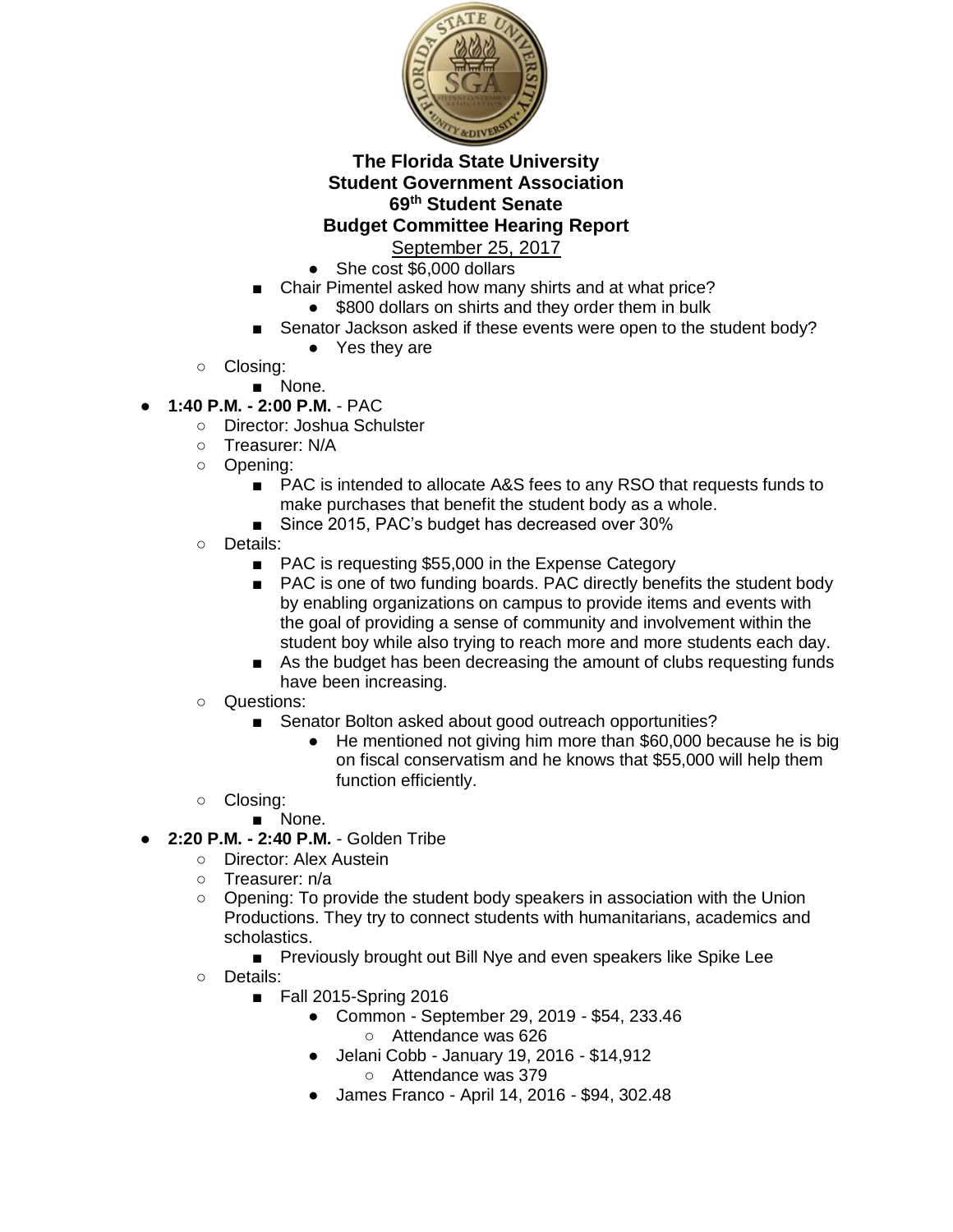- She cost $6,000 dollars
  - Chair Pimentel asked how many shirts and at what price?
    - $800 dollars on shirts and they order them in bulk
  - Senator Jackson asked if these events were open to the student body?
    - Yes they are
- Closing:
  - None.

- **1:40 P.M. - 2:00 P.M.** - PAC
  - Director: Joshua Schulster
  - Treasurer: N/A
  - Opening:
    - PAC is intended to allocate A&S fees to any RSO that requests funds to make purchases that benefit the student body as a whole.
    - Since 2015, PAC's budget has decreased over 30%
  - Details:
    - PAC is requesting $55,000 in the Expense Category
    - PAC is one of two funding boards. PAC directly benefits the student body by enabling organizations on campus to provide items and events with the goal of providing a sense of community and involvement within the student boy while also trying to reach more and more students each day.
    - As the budget has been decreasing the amount of clubs requesting funds have been increasing.
  - Questions:
    - Senator Bolton asked about good outreach opportunities?
      - He mentioned not giving him more than $60,000 because he is big on fiscal conservatism and he knows that $55,000 will help them function efficiently.
  - Closing:
    - None.

- **2:20 P.M. - 2:40 P.M.** - Golden Tribe
  - Director: Alex Austein
  - Treasurer: n/a
  - Opening: To provide the student body speakers in association with the Union Productions. They try to connect students with humanitarians, academics and scholastics.
    - Previously brought out Bill Nye and even speakers like Spike Lee
  - Details:
    - Fall 2015-Spring 2016
      - Common - September 29, 2019 - $54, 233.46
        - Attendance was 626
      - Jelani Cobb - January 19, 2016 - $14,912
        - Attendance was 379
      - James Franco - April 14, 2016 - $94, 302.48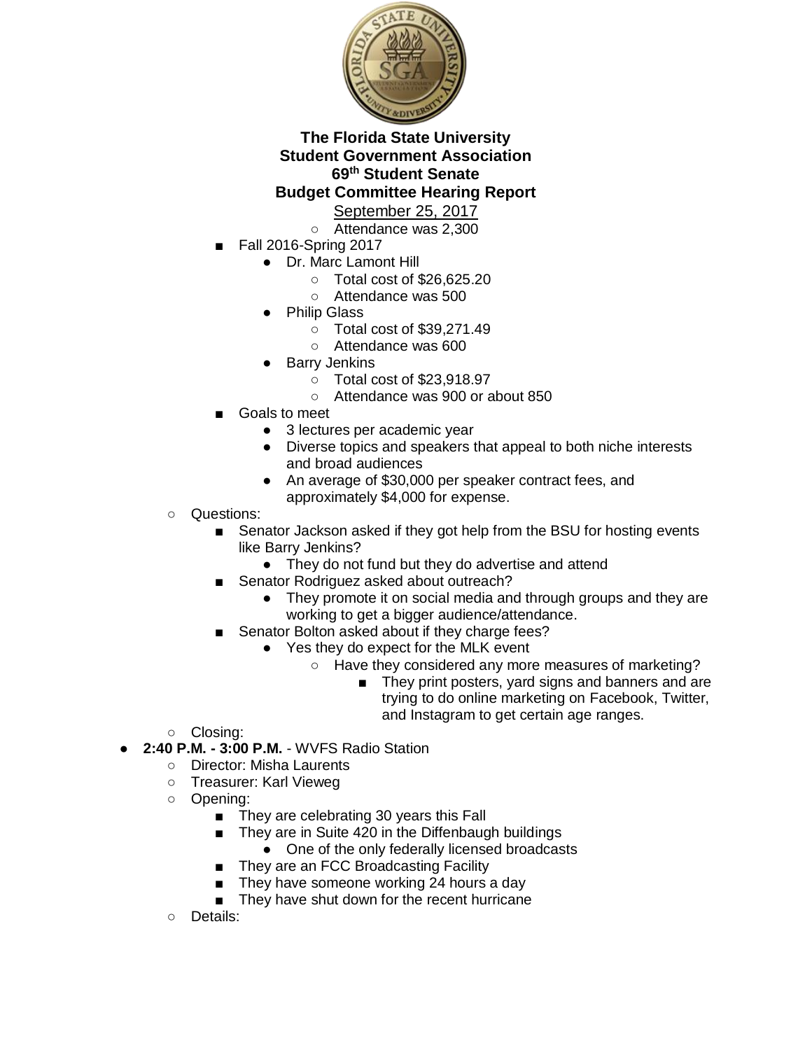**The Florida State University**
**Student Government Association**
**69th Student Senate**
**Budget Committee Hearing Report**
September 25, 2017

            - Attendance was 2,300
        - Fall 2016-Spring 2017
            - Dr. Marc Lamont Hill
                - Total cost of $26,625.20
                - Attendance was 500
            - Philip Glass
                - Total cost of $39,271.49
                - Attendance was 600
            - Barry Jenkins
                - Total cost of $23,918.97
                - Attendance was 900 or about 850
        - Goals to meet
            - 3 lectures per academic year
            - Diverse topics and speakers that appeal to both niche interests and broad audiences
            - An average of $30,000 per speaker contract fees, and approximately $4,000 for expense.
    - Questions:
        - Senator Jackson asked if they got help from the BSU for hosting events like Barry Jenkins?
            - They do not fund but they do advertise and attend
        - Senator Rodriguez asked about outreach?
            - They promote it on social media and through groups and they are working to get a bigger audience/attendance.
        - Senator Bolton asked about if they charge fees?
            - Yes they do expect for the MLK event
                - Have they considered any more measures of marketing?
                    - They print posters, yard signs and banners and are trying to do online marketing on Facebook, Twitter, and Instagram to get certain age ranges.
    - Closing:
- **2:40 P.M. - 3:00 P.M.** - WVFS Radio Station
    - Director: Misha Laurents
    - Treasurer: Karl Vieweg
    - Opening:
        - They are celebrating 30 years this Fall
        - They are in Suite 420 in the Diffenbaugh buildings
            - One of the only federally licensed broadcasts
        - They are an FCC Broadcasting Facility
        - They have someone working 24 hours a day
        - They have shut down for the recent hurricane
    - Details: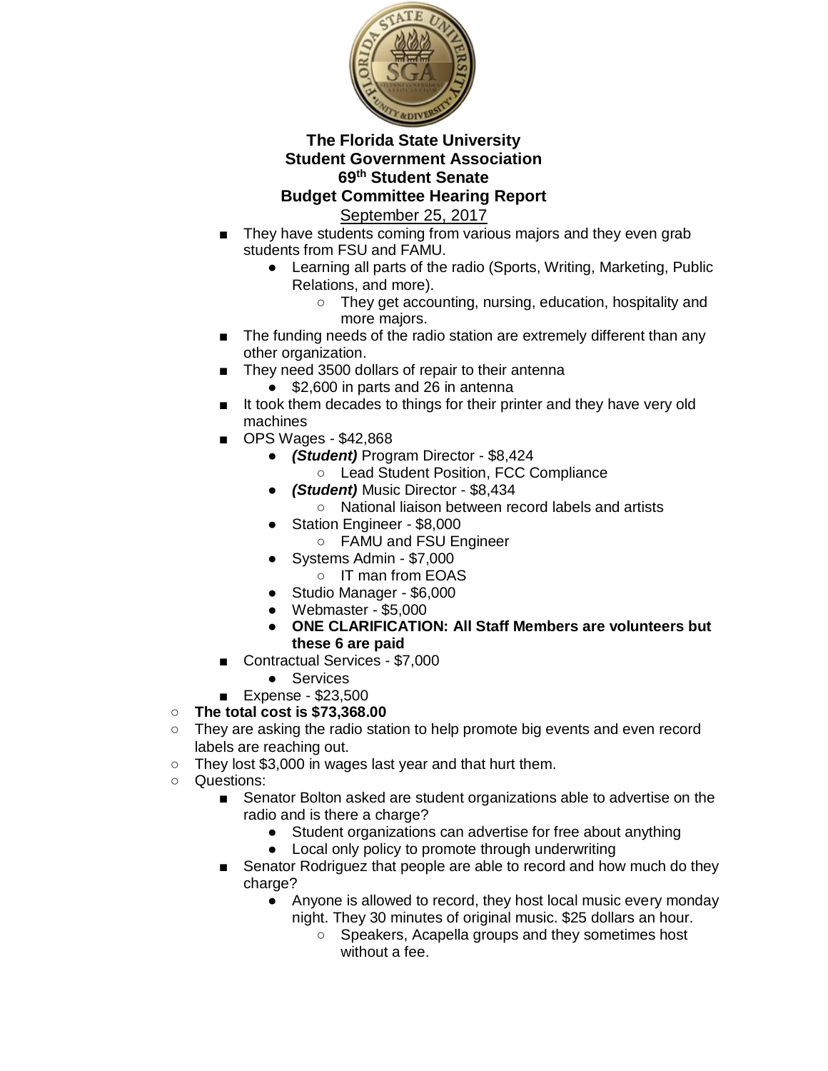**The Florida State University**
**Student Government Association**
**69th Student Senate**
**Budget Committee Hearing Report**
September 25, 2017

- They have students coming from various majors and they even grab students from FSU and FAMU.
    - Learning all parts of the radio (Sports, Writing, Marketing, Public Relations, and more).
        - They get accounting, nursing, education, hospitality and more majors.
- The funding needs of the radio station are extremely different than any other organization.
- They need 3500 dollars of repair to their antenna
    - $2,600 in parts and 26 in antenna
- It took them decades to things for their printer and they have very old machines
- OPS Wages - $42,868
    - ***(Student)*** Program Director - $8,424
        - Lead Student Position, FCC Compliance
    - ***(Student)*** Music Director - $8,434
        - National liaison between record labels and artists
    - Station Engineer - $8,000
        - FAMU and FSU Engineer
    - Systems Admin - $7,000
        - IT man from EOAS
    - Studio Manager - $6,000
    - Webmaster - $5,000
    - **ONE CLARIFICATION: All Staff Members are volunteers but these 6 are paid**
- Contractual Services - $7,000
    - Services
- Expense - $23,500

- **The total cost is $73,368.00**
- They are asking the radio station to help promote big events and even record labels are reaching out.
- They lost $3,000 in wages last year and that hurt them.
- Questions:
    - Senator Bolton asked are student organizations able to advertise on the radio and is there a charge?
        - Student organizations can advertise for free about anything
        - Local only policy to promote through underwriting
    - Senator Rodriguez that people are able to record and how much do they charge?
        - Anyone is allowed to record, they host local music every monday night. They 30 minutes of original music. $25 dollars an hour.
            - Speakers, Acapella groups and they sometimes host without a fee.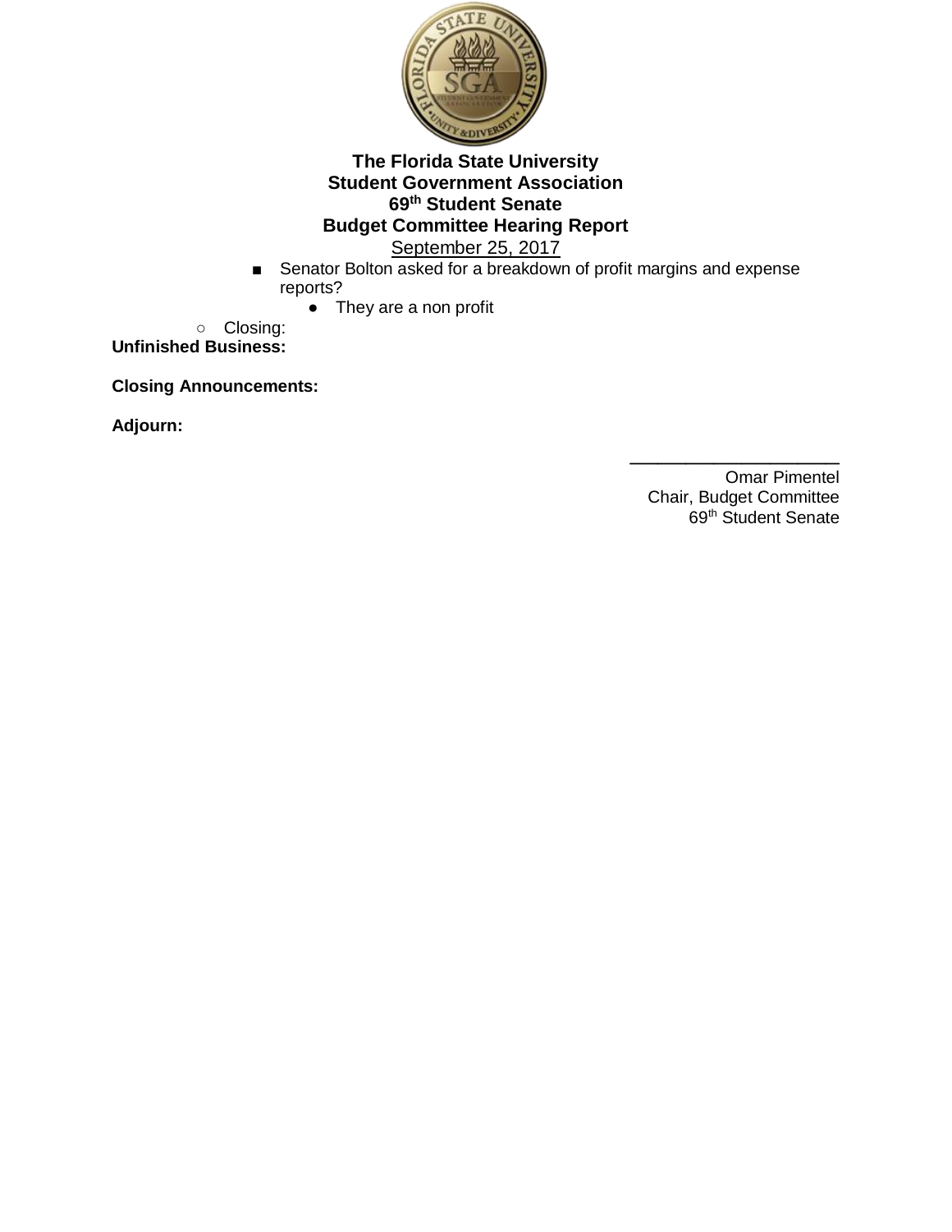**The Florida State University**
**Student Government Association**
**69th Student Senate**
**Budget Committee Hearing Report**
September 25, 2017

- Senator Bolton asked for a breakdown of profit margins and expense reports?
  - They are a non profit
- Closing:

**Unfinished Business:**

**Closing Announcements:**

**Adjourn:**

____________________
Omar Pimentel
Chair, Budget Committee
69th Student Senate